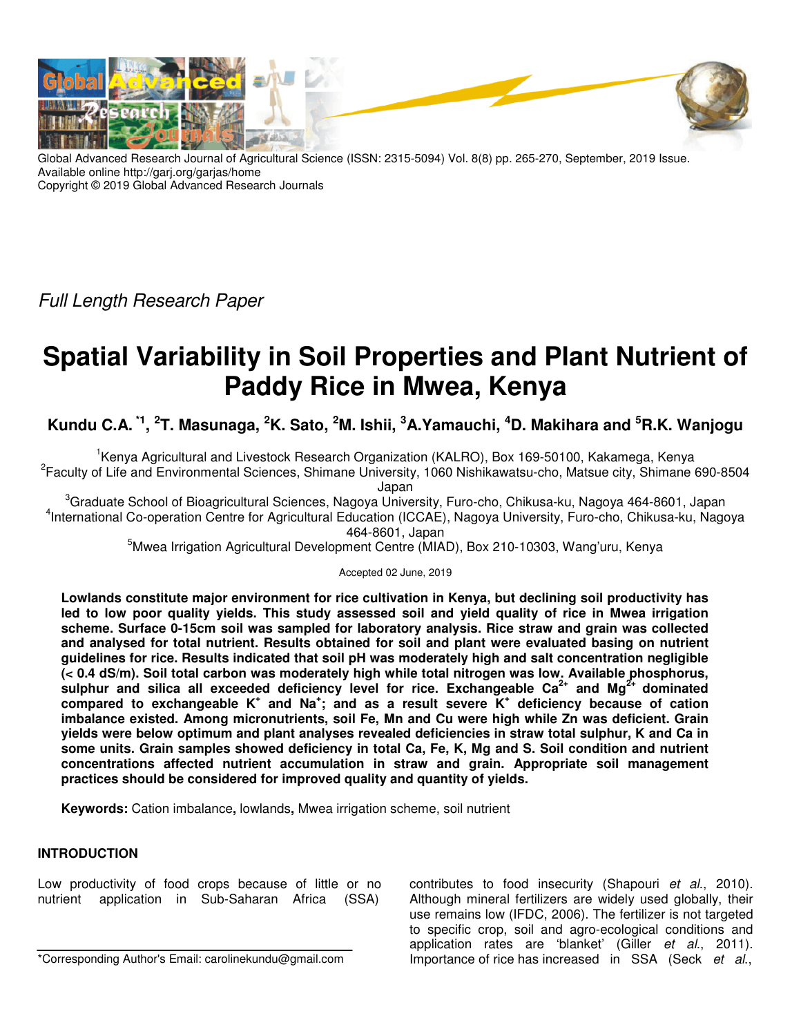Global Advanced Research Journal of Agricultural Science (ISSN: 2315-5094) Vol. 8(8) pp. 265-270, September, 2019 Issue.
Available online http://garj.org/garjas/home
Copyright © 2019 Global Advanced Research Journals

*Full Length Research Paper*

# Spatial Variability in Soil Properties and Plant Nutrient of Paddy Rice in Mwea, Kenya

**Kundu C.A.** [*1], [2]**T. Masunaga**, [2]**K. Sato**, [2]**M. Ishii**, [3]**A.Yamauchi**, [4]**D. Makihara and** [5]**R.K. Wanjogu**

[1]Kenya Agricultural and Livestock Research Organization (KALRO), Box 169-50100, Kakamega, Kenya
[2]Faculty of Life and Environmental Sciences, Shimane University, 1060 Nishikawatsu-cho, Matsue city, Shimane 690-8504 Japan
[3]Graduate School of Bioagricultural Sciences, Nagoya University, Furo-cho, Chikusa-ku, Nagoya 464-8601, Japan
[4]International Co-operation Centre for Agricultural Education (ICCAE), Nagoya University, Furo-cho, Chikusa-ku, Nagoya 464-8601, Japan
[5]Mwea Irrigation Agricultural Development Centre (MIAD), Box 210-10303, Wang'uru, Kenya

Accepted 02 June, 2019

**Lowlands constitute major environment for rice cultivation in Kenya, but declining soil productivity has led to low poor quality yields. This study assessed soil and yield quality of rice in Mwea irrigation scheme. Surface 0-15cm soil was sampled for laboratory analysis. Rice straw and grain was collected and analysed for total nutrient. Results obtained for soil and plant were evaluated basing on nutrient guidelines for rice. Results indicated that soil pH was moderately high and salt concentration negligible (< 0.4 dS/m). Soil total carbon was moderately high while total nitrogen was low. Available phosphorus, sulphur and silica all exceeded deficiency level for rice. Exchangeable $Ca^{2+}$ and $Mg^{2+}$ dominated compared to exchangeable $K^{+}$ and $Na^{+}$; and as a result severe $K^{+}$ deficiency because of cation imbalance existed. Among micronutrients, soil Fe, Mn and Cu were high while Zn was deficient. Grain yields were below optimum and plant analyses revealed deficiencies in straw total sulphur, K and Ca in some units. Grain samples showed deficiency in total Ca, Fe, K, Mg and S. Soil condition and nutrient concentrations affected nutrient accumulation in straw and grain. Appropriate soil management practices should be considered for improved quality and quantity of yields.**

**Keywords:** Cation imbalance**,** lowlands**,** Mwea irrigation scheme, soil nutrient

## INTRODUCTION

Low productivity of food crops because of little or no nutrient application in Sub-Saharan Africa (SSA) contributes to food insecurity (Shapouri *et al*., 2010). Although mineral fertilizers are widely used globally, their use remains low (IFDC, 2006). The fertilizer is not targeted to specific crop, soil and agro-ecological conditions and application rates are 'blanket' (Giller *et al*., 2011). Importance of rice has increased in SSA (Seck *et al*.,

*Corresponding Author's Email: carolinekundu@gmail.com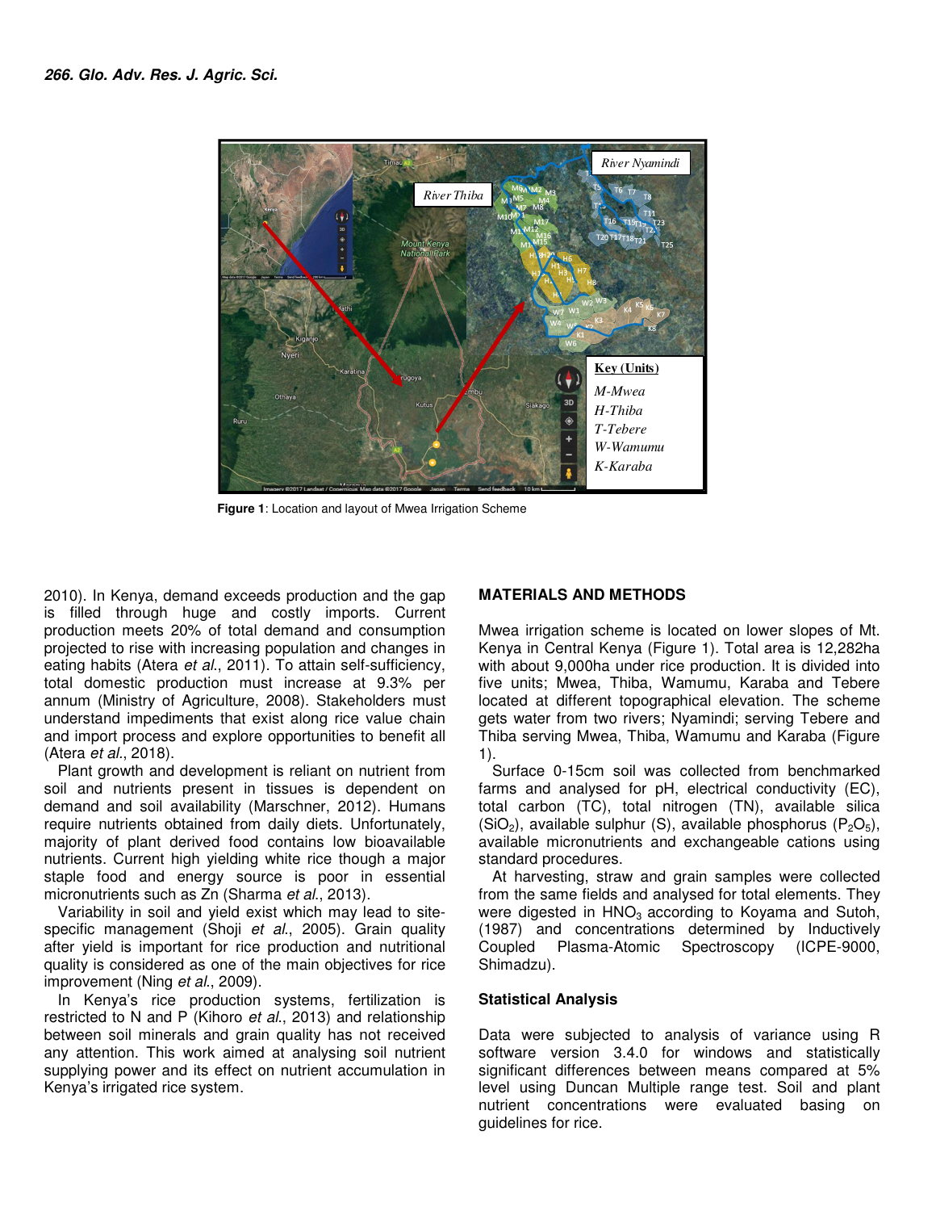Figure 1: Location and layout of Mwea Irrigation Scheme

2010). In Kenya, demand exceeds production and the gap is filled through huge and costly imports. Current production meets 20% of total demand and consumption projected to rise with increasing population and changes in eating habits (Atera *et al*., 2011). To attain self-sufficiency, total domestic production must increase at 9.3% per annum (Ministry of Agriculture, 2008). Stakeholders must understand impediments that exist along rice value chain and import process and explore opportunities to benefit all (Atera *et al*., 2018).

Plant growth and development is reliant on nutrient from soil and nutrients present in tissues is dependent on demand and soil availability (Marschner, 2012). Humans require nutrients obtained from daily diets. Unfortunately, majority of plant derived food contains low bioavailable nutrients. Current high yielding white rice though a major staple food and energy source is poor in essential micronutrients such as Zn (Sharma *et al*., 2013).

Variability in soil and yield exist which may lead to site-specific management (Shoji *et al*., 2005). Grain quality after yield is important for rice production and nutritional quality is considered as one of the main objectives for rice improvement (Ning *et al*., 2009).

In Kenya's rice production systems, fertilization is restricted to N and P (Kihoro *et al*., 2013) and relationship between soil minerals and grain quality has not received any attention. This work aimed at analysing soil nutrient supplying power and its effect on nutrient accumulation in Kenya's irrigated rice system.

## MATERIALS AND METHODS

Mwea irrigation scheme is located on lower slopes of Mt. Kenya in Central Kenya (Figure 1). Total area is 12,282ha with about 9,000ha under rice production. It is divided into five units; Mwea, Thiba, Wamumu, Karaba and Tebere located at different topographical elevation. The scheme gets water from two rivers; Nyamindi; serving Tebere and Thiba serving Mwea, Thiba, Wamumu and Karaba (Figure 1).

Surface 0-15cm soil was collected from benchmarked farms and analysed for pH, electrical conductivity (EC), total carbon (TC), total nitrogen (TN), available silica ($SiO_2$), available sulphur (S), available phosphorus ($P_2O_5$), available micronutrients and exchangeable cations using standard procedures.

At harvesting, straw and grain samples were collected from the same fields and analysed for total elements. They were digested in $HNO_3$ according to Koyama and Sutoh, (1987) and concentrations determined by Inductively Coupled Plasma Spectroscopy (ICPE-9000, Shimadzu).

### Statistical Analysis

Data were subjected to analysis of variance using R software version 3.4.0 for windows and statistically significant differences between means compared at 5% level using Duncan Multiple range test. Soil and plant nutrient concentrations were evaluated basing on guidelines for rice.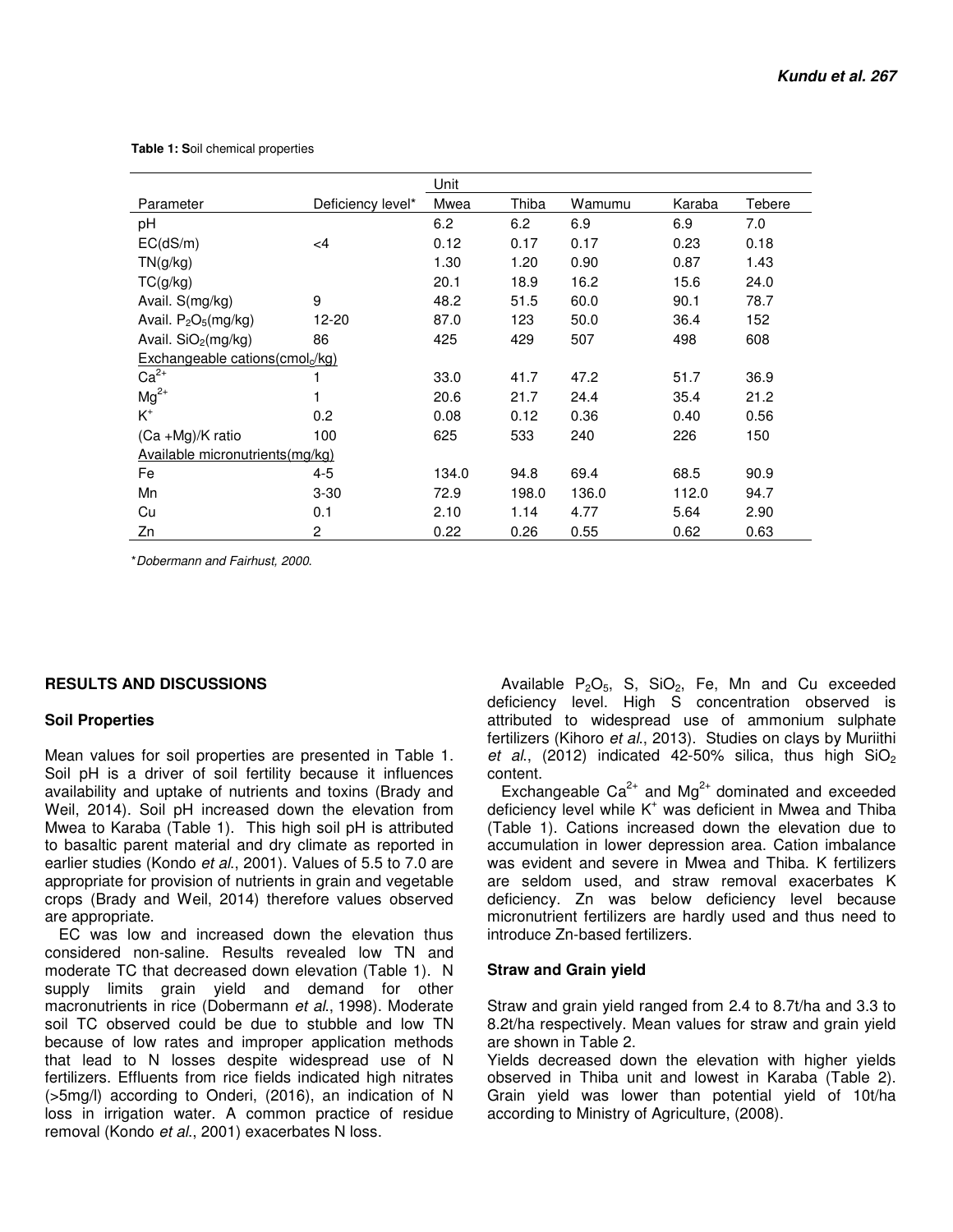**Table 1: S**oil chemical properties

| Parameter | Deficiency level* | Unit | | | | |
|---|---|---|---|---|---|---|
| | | Mwea | Thiba | Wamumu | Karaba | Tebere |
| pH | | 6.2 | 6.2 | 6.9 | 6.9 | 7.0 |
| EC(dS/m) | <4 | 0.12 | 0.17 | 0.17 | 0.23 | 0.18 |
| TN(g/kg) | | 1.30 | 1.20 | 0.90 | 0.87 | 1.43 |
| TC(g/kg) | | 20.1 | 18.9 | 16.2 | 15.6 | 24.0 |
| Avail. S(mg/kg) | 9 | 48.2 | 51.5 | 60.0 | 90.1 | 78.7 |
| Avail. $P_2O_5$(mg/kg) | 12-20 | 87.0 | 123 | 50.0 | 36.4 | 152 |
| Avail. $SiO_2$(mg/kg) | 86 | 425 | 429 | 507 | 498 | 608 |
| Exchangeable cations($cmol_c$/kg) | | | | | | |
| $Ca^{2+}$ | 1 | 33.0 | 41.7 | 47.2 | 51.7 | 36.9 |
| $Mg^{2+}$ | 1 | 20.6 | 21.7 | 24.4 | 35.4 | 21.2 |
| $K^+$ | 0.2 | 0.08 | 0.12 | 0.36 | 0.40 | 0.56 |
| (Ca +Mg)/K ratio | 100 | 625 | 533 | 240 | 226 | 150 |
| Available micronutrients(mg/kg) | | | | | | |
| Fe | 4-5 | 134.0 | 94.8 | 69.4 | 68.5 | 90.9 |
| Mn | 3-30 | 72.9 | 198.0 | 136.0 | 112.0 | 94.7 |
| Cu | 0.1 | 2.10 | 1.14 | 4.77 | 5.64 | 2.90 |
| Zn | 2 | 0.22 | 0.26 | 0.55 | 0.62 | 0.63 |

**Dobermann and Fairhust, 2000.*

## RESULTS AND DISCUSSIONS

### Soil Properties

Mean values for soil properties are presented in Table 1. Soil pH is a driver of soil fertility because it influences availability and uptake of nutrients and toxins (Brady and Weil, 2014). Soil pH increased down the elevation from Mwea to Karaba (Table 1). This high soil pH is attributed to basaltic parent material and dry climate as reported in earlier studies (Kondo *et al*., 2001). Values of 5.5 to 7.0 are appropriate for provision of nutrients in grain and vegetable crops (Brady and Weil, 2014) therefore values observed are appropriate.

EC was low and increased down the elevation thus considered non-saline. Results revealed low TN and moderate TC that decreased down elevation (Table 1). N supply limits grain yield and demand for other macronutrients in rice (Dobermann *et al*., 1998). Moderate soil TC observed could be due to stubble and low TN because of low rates and improper application methods that lead to N losses despite widespread use of N fertilizers. Effluents from rice fields indicated high nitrates (>5mg/l) according to Onderi, (2016), an indication of N loss in irrigation water. A common practice of residue removal (Kondo *et al*., 2001) exacerbates N loss.

Available $P_2O_5$, S, $SiO_2$, Fe, Mn and Cu exceeded deficiency level. High S concentration observed is attributed to widespread use of ammonium sulphate fertilizers (Kihoro *et al*., 2013). Studies on clays by Muriithi *et al*., (2012) indicated 42-50% silica, thus high $SiO_2$ content.

Exchangeable $Ca^{2+}$ and $Mg^{2+}$ dominated and exceeded deficiency level while $K^+$ was deficient in Mwea and Thiba (Table 1). Cations increased down the elevation due to accumulation in lower depression area. Cation imbalance was evident and severe in Mwea and Thiba. K fertilizers are seldom used, and straw removal exacerbates K deficiency. Zn was below deficiency level because micronutrient fertilizers are hardly used and thus need to introduce Zn-based fertilizers.

### Straw and Grain yield

Straw and grain yield ranged from 2.4 to 8.7t/ha and 3.3 to 8.2t/ha respectively. Mean values for straw and grain yield are shown in Table 2.

Yields decreased down the elevation with higher yields observed in Thiba unit and lowest in Karaba (Table 2). Grain yield was lower than potential yield of 10t/ha according to Ministry of Agriculture, (2008).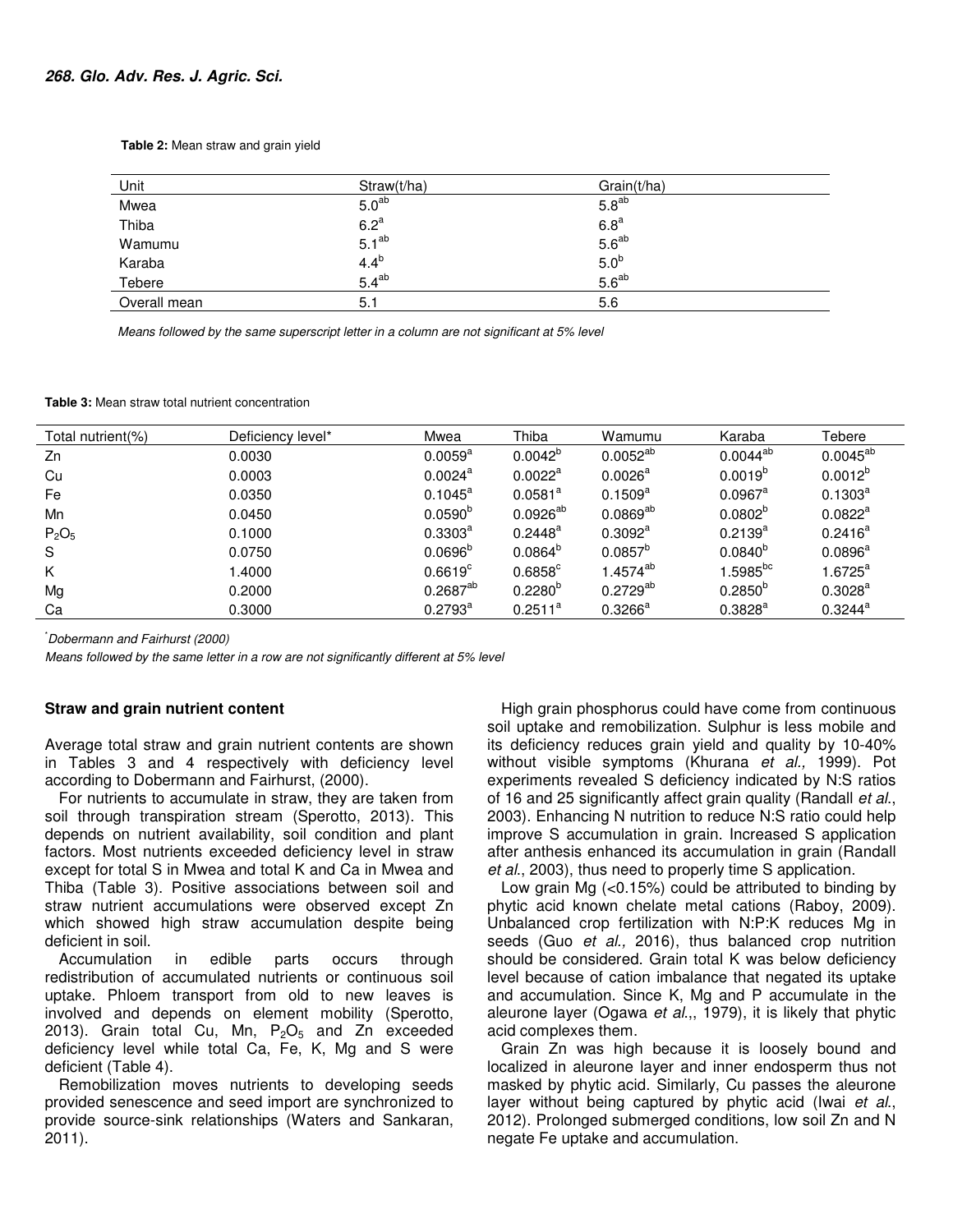**Table 2:** Mean straw and grain yield

| Unit | Straw(t/ha) | Grain(t/ha) |
|---|---|---|
| Mwea | 5.0$^{ab}$ | 5.8$^{ab}$ |
| Thiba | 6.2$^{a}$ | 6.8$^{a}$ |
| Wamumu | 5.1$^{ab}$ | 5.6$^{ab}$ |
| Karaba | 4.4$^{b}$ | 5.0$^{b}$ |
| Tebere | 5.4$^{ab}$ | 5.6$^{ab}$ |
| Overall mean | 5.1 | 5.6 |

*Means followed by the same superscript letter in a column are not significant at 5% level*

**Table 3:** Mean straw total nutrient concentration

| Total nutrient(%) | Deficiency level* | Mwea | Thiba | Wamumu | Karaba | Tebere |
|---|---|---|---|---|---|---|
| Zn | 0.0030 | 0.0059$^{a}$ | 0.0042$^{b}$ | 0.0052$^{ab}$ | 0.0044$^{ab}$ | 0.0045$^{ab}$ |
| Cu | 0.0003 | 0.0024$^{a}$ | 0.0022$^{a}$ | 0.0026$^{a}$ | 0.0019$^{b}$ | 0.0012$^{b}$ |
| Fe | 0.0350 | 0.1045$^{a}$ | 0.0581$^{a}$ | 0.1509$^{a}$ | 0.0967$^{a}$ | 0.1303$^{a}$ |
| Mn | 0.0450 | 0.0590$^{b}$ | 0.0926$^{ab}$ | 0.0869$^{ab}$ | 0.0802$^{b}$ | 0.0822$^{a}$ |
| $P_2O_5$ | 0.1000 | 0.3303$^{a}$ | 0.2448$^{a}$ | 0.3092$^{a}$ | 0.2139$^{a}$ | 0.2416$^{a}$ |
| S | 0.0750 | 0.0696$^{b}$ | 0.0864$^{b}$ | 0.0857$^{b}$ | 0.0840$^{b}$ | 0.0896$^{a}$ |
| K | 1.4000 | 0.6619$^{c}$ | 0.6858$^{c}$ | 1.4574$^{ab}$ | 1.5985$^{bc}$ | 1.6725$^{a}$ |
| Mg | 0.2000 | 0.2687$^{ab}$ | 0.2280$^{b}$ | 0.2729$^{ab}$ | 0.2850$^{b}$ | 0.3028$^{a}$ |
| Ca | 0.3000 | 0.2793$^{a}$ | 0.2511$^{a}$ | 0.3266$^{a}$ | 0.3828$^{a}$ | 0.3244$^{a}$ |

*Dobermann and Fairhurst (2000)*

*Means followed by the same letter in a row are not significantly different at 5% level*

### Straw and grain nutrient content

Average total straw and grain nutrient contents are shown in Tables 3 and 4 respectively with deficiency level according to Dobermann and Fairhurst, (2000).

For nutrients to accumulate in straw, they are taken from soil through transpiration stream (Sperotto, 2013). This depends on nutrient availability, soil condition and plant factors. Most nutrients exceeded deficiency level in straw except for total S in Mwea and total K and Ca in Mwea and Thiba (Table 3). Positive associations between soil and straw nutrient accumulations were observed except Zn which showed high straw accumulation despite being deficient in soil.

Accumulation in edible parts occurs through redistribution of accumulated nutrients or continuous soil uptake. Phloem transport from old to new leaves is involved and depends on element mobility (Sperotto, 2013). Grain total Cu, Mn, $P_2O_5$ and Zn exceeded deficiency level while total Ca, Fe, K, Mg and S were deficient (Table 4).

Remobilization moves nutrients to developing seeds provided senescence and seed import are synchronized to provide source-sink relationships (Waters and Sankaran, 2011).

High grain phosphorus could have come from continuous soil uptake and remobilization. Sulphur is less mobile and its deficiency reduces grain yield and quality by 10-40% without visible symptoms (Khurana *et al.,* 1999). Pot experiments revealed S deficiency indicated by N:S ratios of 16 and 25 significantly affect grain quality (Randall *et al*., 2003). Enhancing N nutrition to reduce N:S ratio could help improve S accumulation in grain. Increased S application after anthesis enhanced its accumulation in grain (Randall *et al*., 2003), thus need to properly time S application.

Low grain Mg (<0.15%) could be attributed to binding by phytic acid known chelate metal cations (Raboy, 2009). Unbalanced crop fertilization with N:P:K reduces Mg in seeds (Guo *et al.,* 2016), thus balanced crop nutrition should be considered. Grain total K was below deficiency level because of cation imbalance that negated its uptake and accumulation. Since K, Mg and P accumulate in the aleurone layer (Ogawa *et al*.,, 1979), it is likely that phytic acid complexes them.

Grain Zn was high because it is loosely bound and localized in aleurone layer and inner endosperm thus not masked by phytic acid. Similarly, Cu passes the aleurone layer without being captured by phytic acid (Iwai *et al*., 2012). Prolonged submerged conditions, low soil Zn and N negate Fe uptake and accumulation.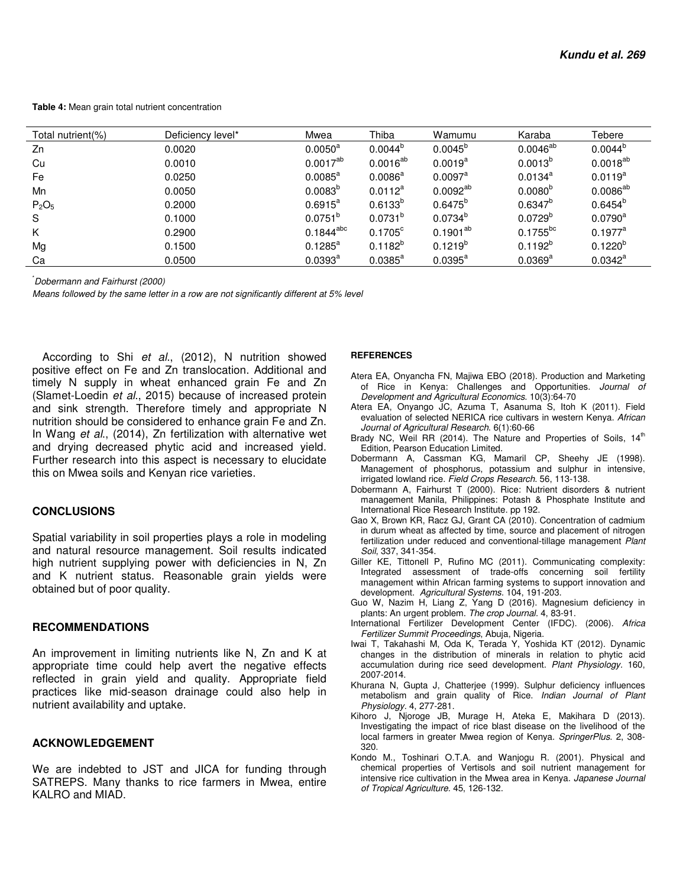**Table 4:** Mean grain total nutrient concentration

| Total nutrient(%) | Deficiency level* | Mwea | Thiba | Wamumu | Karaba | Tebere |
|---|---|---|---|---|---|---|
| Zn | 0.0020 | $0.0050^{a}$ | $0.0044^{b}$ | $0.0045^{b}$ | $0.0046^{ab}$ | $0.0044^{b}$ |
| Cu | 0.0010 | $0.0017^{ab}$ | $0.0016^{ab}$ | $0.0019^{a}$ | $0.0013^{b}$ | $0.0018^{ab}$ |
| Fe | 0.0250 | $0.0085^{a}$ | $0.0086^{a}$ | $0.0097^{a}$ | $0.0134^{a}$ | $0.0119^{a}$ |
| Mn | 0.0050 | $0.0083^{b}$ | $0.0112^{a}$ | $0.0092^{ab}$ | $0.0080^{b}$ | $0.0086^{ab}$ |
| $P_2O_5$ | 0.2000 | $0.6915^{a}$ | $0.6133^{b}$ | $0.6475^{b}$ | $0.6347^{b}$ | $0.6454^{b}$ |
| S | 0.1000 | $0.0751^{b}$ | $0.0731^{b}$ | $0.0734^{b}$ | $0.0729^{b}$ | $0.0790^{a}$ |
| K | 0.2900 | $0.1844^{abc}$ | $0.1705^{c}$ | $0.1901^{ab}$ | $0.1755^{bc}$ | $0.1977^{a}$ |
| Mg | 0.1500 | $0.1285^{a}$ | $0.1182^{b}$ | $0.1219^{b}$ | $0.1192^{b}$ | $0.1220^{b}$ |
| Ca | 0.0500 | $0.0393^{a}$ | $0.0385^{a}$ | $0.0395^{a}$ | $0.0369^{a}$ | $0.0342^{a}$ |

*Dobermann and Fairhurst (2000)*

*Means followed by the same letter in a row are not significantly different at 5% level*

According to Shi *et al*., (2012), N nutrition showed positive effect on Fe and Zn translocation. Additional and timely N supply in wheat enhanced grain Fe and Zn (Slamet-Loedin *et al*., 2015) because of increased protein and sink strength. Therefore timely and appropriate N nutrition should be considered to enhance grain Fe and Zn. In Wang *et al*., (2014), Zn fertilization with alternative wet and drying decreased phytic acid and increased yield. Further research into this aspect is necessary to elucidate this on Mwea soils and Kenyan rice varieties.

## CONCLUSIONS

Spatial variability in soil properties plays a role in modeling and natural resource management. Soil results indicated high nutrient supplying power with deficiencies in N, Zn and K nutrient status. Reasonable grain yields were obtained but of poor quality.

## RECOMMENDATIONS

An improvement in limiting nutrients like N, Zn and K at appropriate time could help avert the negative effects reflected in grain yield and quality. Appropriate field practices like mid-season drainage could also help in nutrient availability and uptake.

## ACKNOWLEDGEMENT

We are indebted to JST and JICA for funding through SATREPS. Many thanks to rice farmers in Mwea, entire KALRO and MIAD.

## REFERENCES

Atera EA, Onyancha FN, Majiwa EBO (2018). Production and Marketing of Rice in Kenya: Challenges and Opportunities. *Journal of Development and Agricultural Economics*. 10(3):64-70

Atera EA, Onyango JC, Azuma T, Asanuma S, Itoh K (2011). Field evaluation of selected NERICA rice cultivars in western Kenya. *African Journal of Agricultural Research*. 6(1):60-66

Brady NC, Weil RR (2014). The Nature and Properties of Soils, 14th Edition, Pearson Education Limited.

Dobermann A, Cassman KG, Mamaril CP, Sheehy JE (1998). Management of phosphorus, potassium and sulphur in intensive, irrigated lowland rice. *Field Crops Research*. 56, 113-138.

Dobermann A, Fairhurst T (2000). Rice: Nutrient disorders & nutrient management Manila, Philippines: Potash & Phosphate Institute and International Rice Research Institute. pp 192.

Gao X, Brown KR, Racz GJ, Grant CA (2010). Concentration of cadmium in durum wheat as affected by time, source and placement of nitrogen fertilization under reduced and conventional-tillage management *Plant Soil*, 337, 341-354.

Giller KE, Tittonell P, Rufino MC (2011). Communicating complexity: Integrated assessment of trade-offs concerning soil fertility management within African farming systems to support innovation and development. *Agricultural Systems*. 104, 191-203.

Guo W, Nazim H, Liang Z, Yang D (2016). Magnesium deficiency in plants: An urgent problem. *The crop Journal*. 4, 83-91.

International Fertilizer Development Center (IFDC). (2006). *Africa Fertilizer Summit Proceedings*, Abuja, Nigeria.

Iwai T, Takahashi M, Oda K, Terada Y, Yoshida KT (2012). Dynamic changes in the distribution of minerals in relation to phytic acid accumulation during rice seed development. *Plant Physiology*. 160, 2007-2014.

Khurana N, Gupta J, Chatterjee (1999). Sulphur deficiency influences metabolism and grain quality of Rice. *Indian Journal of Plant Physiology*. 4, 277-281.

Kihoro J, Njoroge JB, Murage H, Ateka E, Makihara D (2013). Investigating the impact of rice blast disease on the livelihood of the local farmers in greater Mwea region of Kenya. *SpringerPlus*. 2, 308-320.

Kondo M., Toshinari O.T.A. and Wanjogu R. (2001). Physical and chemical properties of Vertisols and soil nutrient management for intensive rice cultivation in the Mwea area in Kenya. *Japanese Journal of Tropical Agriculture*. 45, 126-132.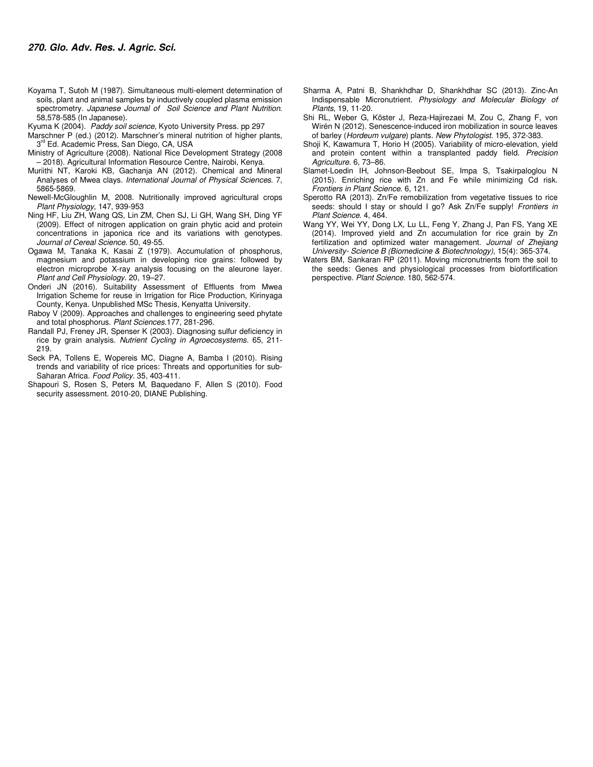Koyama T, Sutoh M (1987). Simultaneous multi-element determination of soils, plant and animal samples by inductively coupled plasma emission spectrometry. *Japanese Journal of Soil Science and Plant Nutrition*. 58,578-585 (In Japanese).

Kyuma K (2004). *Paddy soil science*, Kyoto University Press. pp 297

Marschner P (ed.) (2012). Marschner's mineral nutrition of higher plants, 3rd Ed. Academic Press, San Diego, CA, USA

Ministry of Agriculture (2008). National Rice Development Strategy (2008 – 2018). Agricultural Information Resource Centre, Nairobi, Kenya.

Muriithi NT, Karoki KB, Gachanja AN (2012). Chemical and Mineral Analyses of Mwea clays. *International Journal of Physical Sciences*. 7, 5865-5869.

Newell-McGloughlin M, 2008. Nutritionally improved agricultural crops *Plant Physiology,* 147, 939-953

Ning HF, Liu ZH, Wang QS, Lin ZM, Chen SJ, Li GH, Wang SH, Ding YF (2009). Effect of nitrogen application on grain phytic acid and protein concentrations in japonica rice and its variations with genotypes. *Journal of Cereal Science*. 50, 49-55.

Ogawa M, Tanaka K, Kasai Z (1979). Accumulation of phosphorus, magnesium and potassium in developing rice grains: followed by electron microprobe X-ray analysis focusing on the aleurone layer. *Plant and Cell Physiology*. 20, 19–27.

Onderi JN (2016). Suitability Assessment of Effluents from Mwea Irrigation Scheme for reuse in Irrigation for Rice Production, Kirinyaga County, Kenya. Unpublished MSc Thesis, Kenyatta University.

Raboy V (2009). Approaches and challenges to engineering seed phytate and total phosphorus. *Plant Sciences*.177, 281-296.

Randall PJ, Freney JR, Spenser K (2003). Diagnosing sulfur deficiency in rice by grain analysis. *Nutrient Cycling in Agroecosystems*. 65, 211-219.

Seck PA, Tollens E, Wopereis MC, Diagne A, Bamba I (2010). Rising trends and variability of rice prices: Threats and opportunities for sub-Saharan Africa. *Food Policy*. 35, 403-411.

Shapouri S, Rosen S, Peters M, Baquedano F, Allen S (2010). Food security assessment. 2010-20, DIANE Publishing.

Sharma A, Patni B, Shankhdhar D, Shankhdhar SC (2013). Zinc-An Indispensable Micronutrient. *Physiology and Molecular Biology of Plants*, 19, 11-20.

Shi RL, Weber G, Köster J, Reza-Hajirezaei M, Zou C, Zhang F, von Wirén N (2012). Senescence-induced iron mobilization in source leaves of barley (*Hordeum vulgare*) plants. *New Phytologist*. 195, 372-383.

Shoji K, Kawamura T, Horio H (2005). Variability of micro-elevation, yield and protein content within a transplanted paddy field. *Precision Agriculture*. 6, 73–86.

Slamet-Loedin IH, Johnson-Beebout SE, Impa S, Tsakirpaloglou N (2015). Enriching rice with Zn and Fe while minimizing Cd risk. *Frontiers in Plant Science*. 6, 121.

Sperotto RA (2013). Zn/Fe remobilization from vegetative tissues to rice seeds: should I stay or should I go? Ask Zn/Fe supply! *Frontiers in Plant Science*. 4, 464.

Wang YY, Wei YY, Dong LX, Lu LL, Feng Y, Zhang J, Pan FS, Yang XE (2014). Improved yield and Zn accumulation for rice grain by Zn fertilization and optimized water management. *Journal of Zhejiang University- Science B (Biomedicine & Biotechnology)*, 15(4): 365-374.

Waters BM, Sankaran RP (2011). Moving micronutrients from the soil to the seeds: Genes and physiological processes from biofortification perspective. *Plant Science*. 180, 562-574.